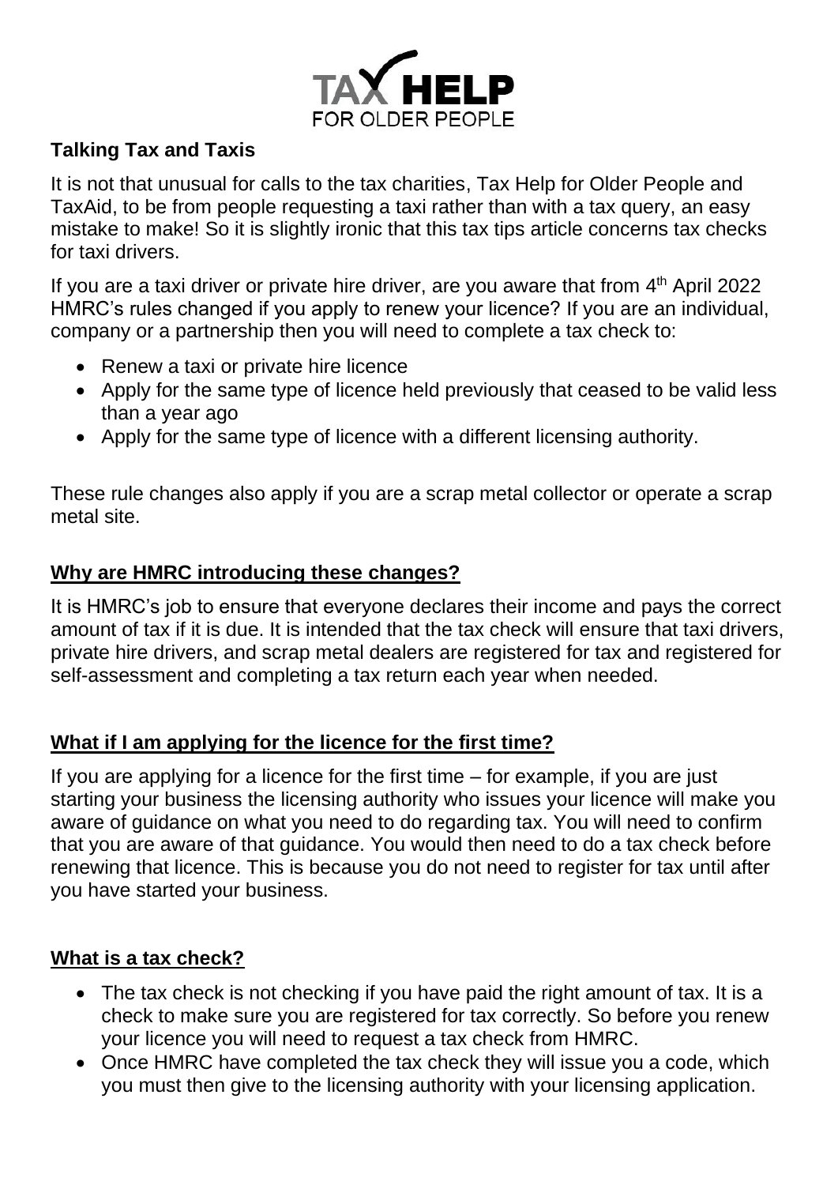**Talking Tax and Taxis**

It is not that unusual for calls to the tax charities, Tax Help for Older People and TaxAid, to be from people requesting a taxi rather than with a tax query, an easy mistake to make! So it is slightly ironic that this tax tips article concerns tax checks for taxi drivers.

If you are a taxi driver or private hire driver, are you aware that from 4th April 2022 HMRC's rules changed if you apply to renew your licence? If you are an individual, company or a partnership then you will need to complete a tax check to:

- Renew a taxi or private hire licence
- Apply for the same type of licence held previously that ceased to be valid less than a year ago
- Apply for the same type of licence with a different licensing authority.

These rule changes also apply if you are a scrap metal collector or operate a scrap metal site.

## Why are HMRC introducing these changes?

It is HMRC's job to ensure that everyone declares their income and pays the correct amount of tax if it is due. It is intended that the tax check will ensure that taxi drivers, private hire drivers, and scrap metal dealers are registered for tax and registered for self-assessment and completing a tax return each year when needed.

## What if I am applying for the licence for the first time?

If you are applying for a licence for the first time – for example, if you are just starting your business the licensing authority who issues your licence will make you aware of guidance on what you need to do regarding tax. You will need to confirm that you are aware of that guidance. You would then need to do a tax check before renewing that licence. This is because you do not need to register for tax until after you have started your business.

## What is a tax check?

- The tax check is not checking if you have paid the right amount of tax. It is a check to make sure you are registered for tax correctly. So before you renew your licence you will need to request a tax check from HMRC.
- Once HMRC have completed the tax check they will issue you a code, which you must then give to the licensing authority with your licensing application.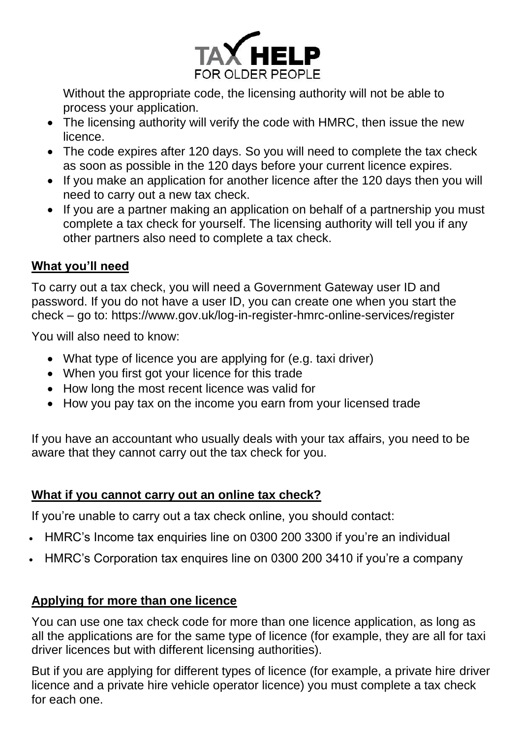Without the appropriate code, the licensing authority will not be able to process your application.

- The licensing authority will verify the code with HMRC, then issue the new licence.
- The code expires after 120 days. So you will need to complete the tax check as soon as possible in the 120 days before your current licence expires.
- If you make an application for another licence after the 120 days then you will need to carry out a new tax check.
- If you are a partner making an application on behalf of a partnership you must complete a tax check for yourself. The licensing authority will tell you if any other partners also need to complete a tax check.

## What you'll need

To carry out a tax check, you will need a Government Gateway user ID and password. If you do not have a user ID, you can create one when you start the check – go to: https://www.gov.uk/log-in-register-hmrc-online-services/register

You will also need to know:

- What type of licence you are applying for (e.g. taxi driver)
- When you first got your licence for this trade
- How long the most recent licence was valid for
- How you pay tax on the income you earn from your licensed trade

If you have an accountant who usually deals with your tax affairs, you need to be aware that they cannot carry out the tax check for you.

## What if you cannot carry out an online tax check?

If you're unable to carry out a tax check online, you should contact:

- HMRC's Income tax enquiries line on 0300 200 3300 if you're an individual
- HMRC's Corporation tax enquires line on 0300 200 3410 if you're a company

## Applying for more than one licence

You can use one tax check code for more than one licence application, as long as all the applications are for the same type of licence (for example, they are all for taxi driver licences but with different licensing authorities).

But if you are applying for different types of licence (for example, a private hire driver licence and a private hire vehicle operator licence) you must complete a tax check for each one.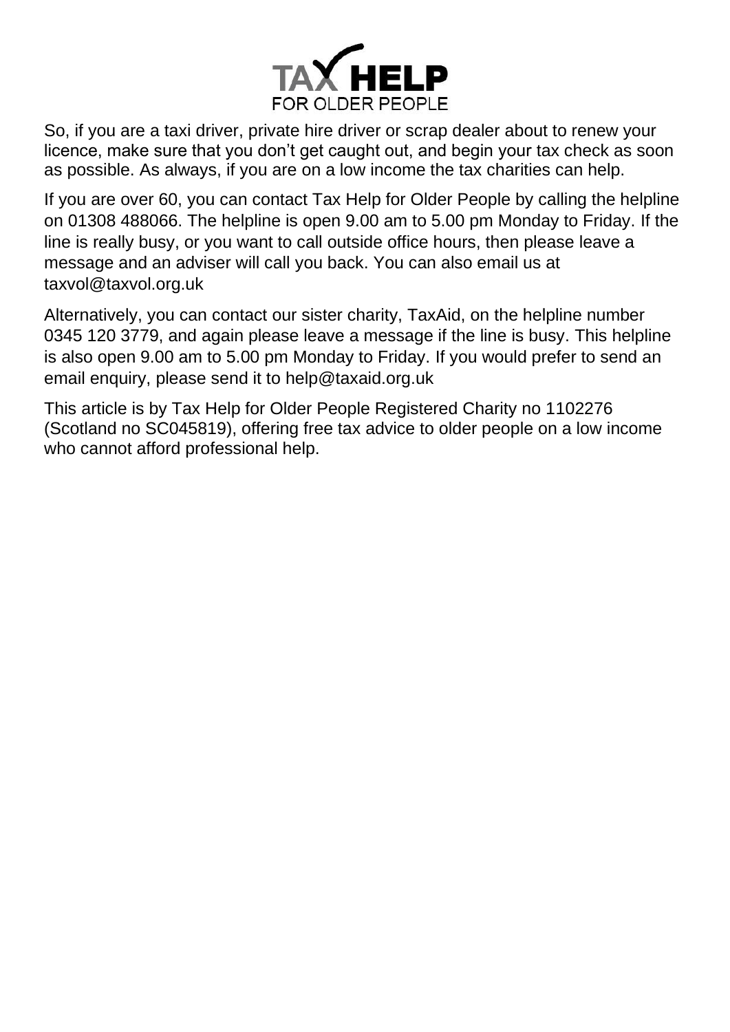So, if you are a taxi driver, private hire driver or scrap dealer about to renew your licence, make sure that you don't get caught out, and begin your tax check as soon as possible. As always, if you are on a low income the tax charities can help.

If you are over 60, you can contact Tax Help for Older People by calling the helpline on 01308 488066. The helpline is open 9.00 am to 5.00 pm Monday to Friday. If the line is really busy, or you want to call outside office hours, then please leave a message and an adviser will call you back. You can also email us at taxvol@taxvol.org.uk

Alternatively, you can contact our sister charity, TaxAid, on the helpline number 0345 120 3779, and again please leave a message if the line is busy. This helpline is also open 9.00 am to 5.00 pm Monday to Friday. If you would prefer to send an email enquiry, please send it to help@taxaid.org.uk

This article is by Tax Help for Older People Registered Charity no 1102276 (Scotland no SC045819), offering free tax advice to older people on a low income who cannot afford professional help.